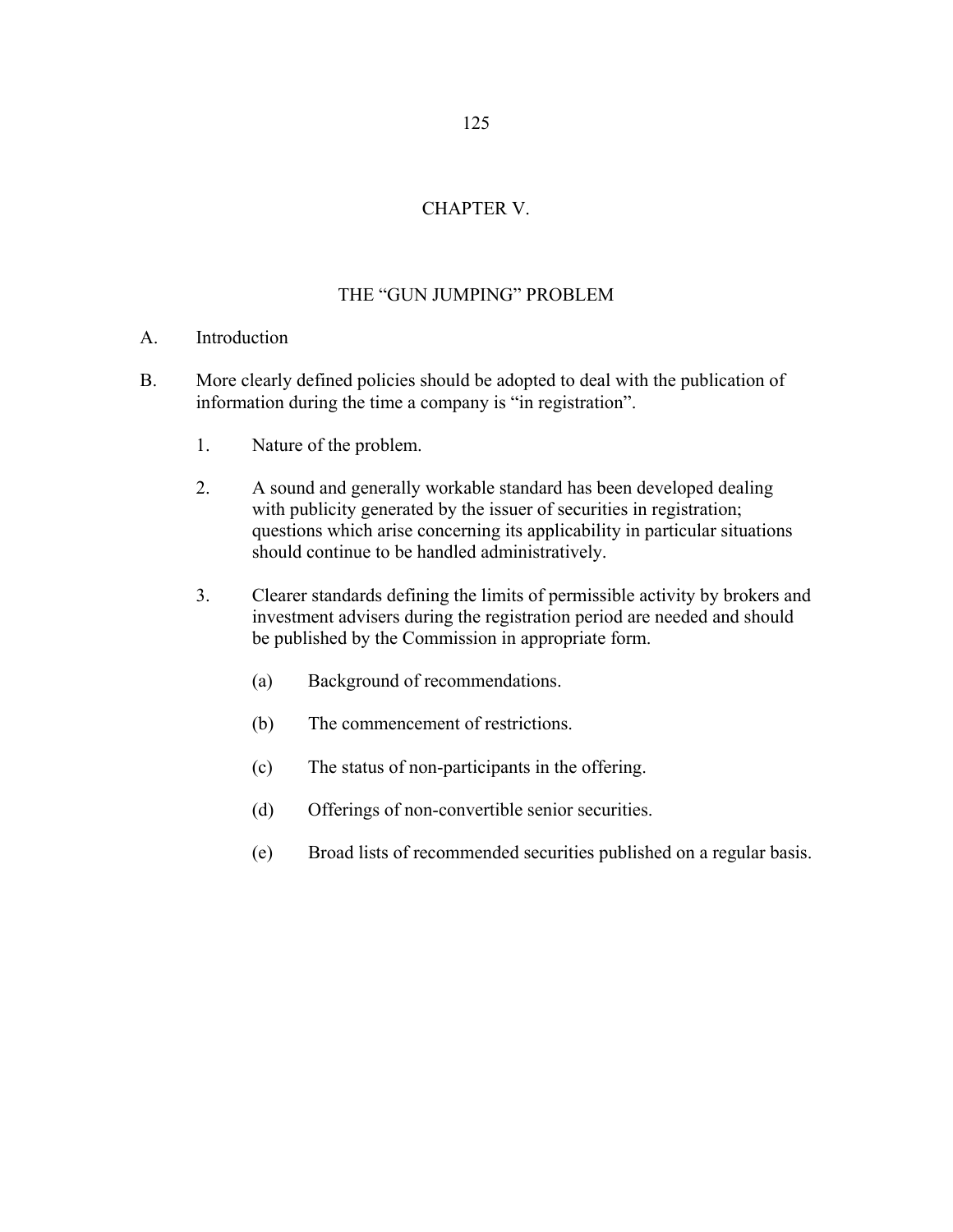# CHAPTER V.

## THE "GUN JUMPING" PROBLEM

A. Introduction

B. More clearly defined policies should be adopted to deal with the publication of information during the time a company is "in registration".

1. Nature of the problem.

2. A sound and generally workable standard has been developed dealing with publicity generated by the issuer of securities in registration; questions which arise concerning its applicability in particular situations should continue to be handled administratively.

3. Clearer standards defining the limits of permissible activity by brokers and investment advisers during the registration period are needed and should be published by the Commission in appropriate form.

   (a) Background of recommendations.

   (b) The commencement of restrictions.

   (c) The status of non-participants in the offering.

   (d) Offerings of non-convertible senior securities.

   (e) Broad lists of recommended securities published on a regular basis.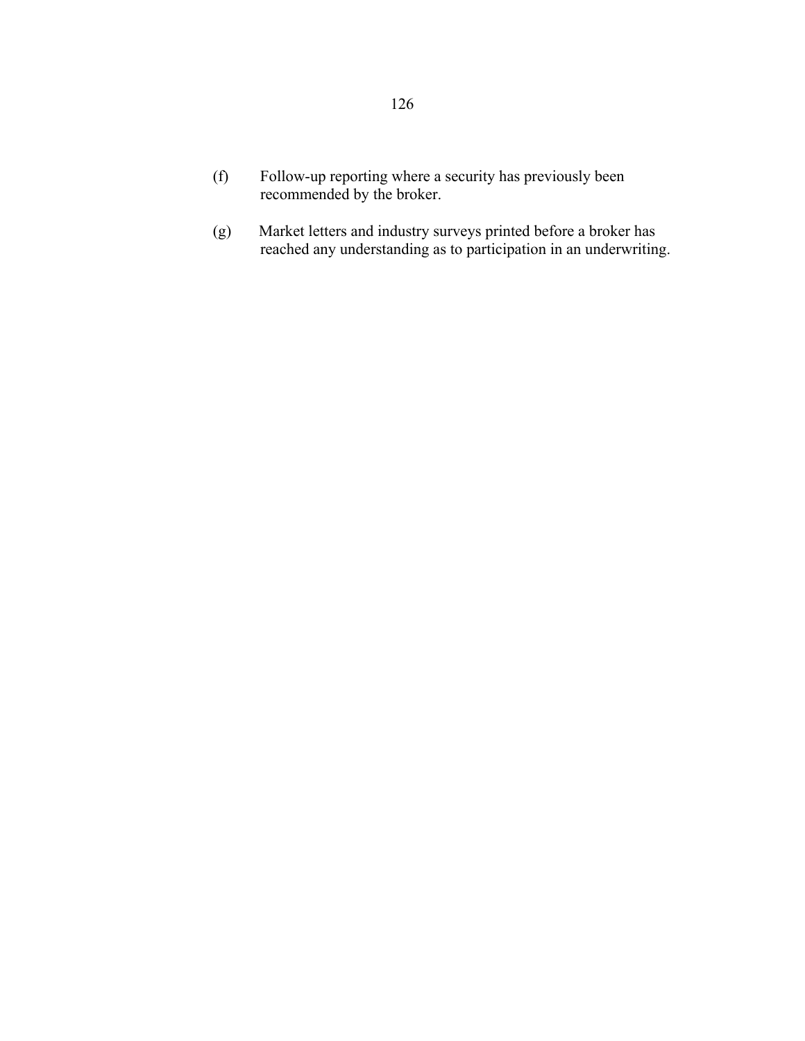(f) Follow-up reporting where a security has previously been recommended by the broker.

(g) Market letters and industry surveys printed before a broker has reached any understanding as to participation in an underwriting.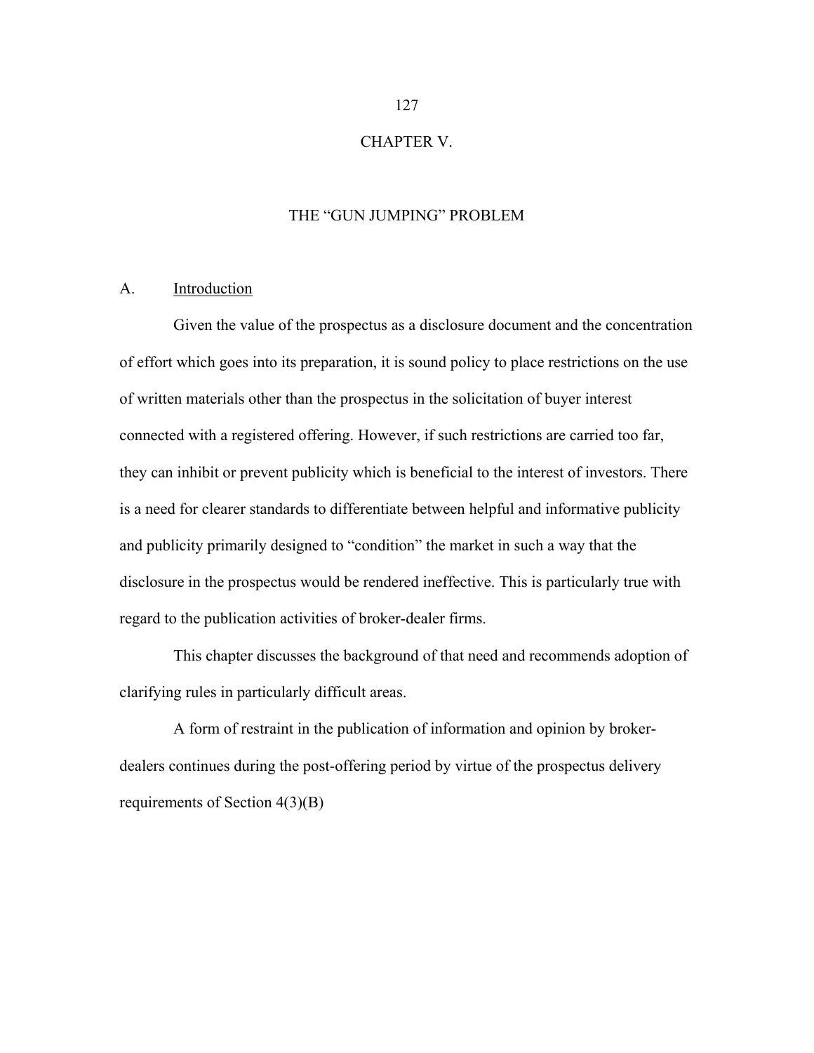# CHAPTER V.

## THE "GUN JUMPING" PROBLEM

### A. Introduction

Given the value of the prospectus as a disclosure document and the concentration of effort which goes into its preparation, it is sound policy to place restrictions on the use of written materials other than the prospectus in the solicitation of buyer interest connected with a registered offering. However, if such restrictions are carried too far, they can inhibit or prevent publicity which is beneficial to the interest of investors. There is a need for clearer standards to differentiate between helpful and informative publicity and publicity primarily designed to "condition" the market in such a way that the disclosure in the prospectus would be rendered ineffective. This is particularly true with regard to the publication activities of broker-dealer firms.

This chapter discusses the background of that need and recommends adoption of clarifying rules in particularly difficult areas.

A form of restraint in the publication of information and opinion by broker-dealers continues during the post-offering period by virtue of the prospectus delivery requirements of Section 4(3)(B)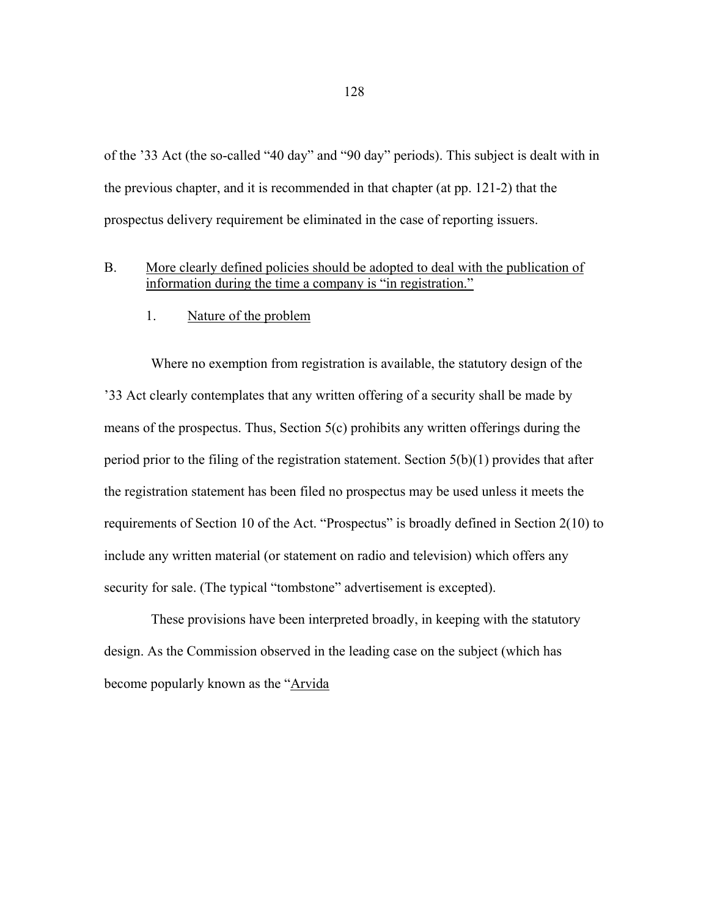of the '33 Act (the so-called "40 day" and "90 day" periods). This subject is dealt with in the previous chapter, and it is recommended in that chapter (at pp. 121-2) that the prospectus delivery requirement be eliminated in the case of reporting issuers.

B. <u>More clearly defined policies should be adopted to deal with the publication of information during the time a company is "in registration."</u>

1. <u>Nature of the problem</u>

Where no exemption from registration is available, the statutory design of the '33 Act clearly contemplates that any written offering of a security shall be made by means of the prospectus. Thus, Section 5(c) prohibits any written offerings during the period prior to the filing of the registration statement. Section 5(b)(1) provides that after the registration statement has been filed no prospectus may be used unless it meets the requirements of Section 10 of the Act. "Prospectus" is broadly defined in Section 2(10) to include any written material (or statement on radio and television) which offers any security for sale. (The typical "tombstone" advertisement is excepted).

These provisions have been interpreted broadly, in keeping with the statutory design. As the Commission observed in the leading case on the subject (which has become popularly known as the "<u>Arvida</u>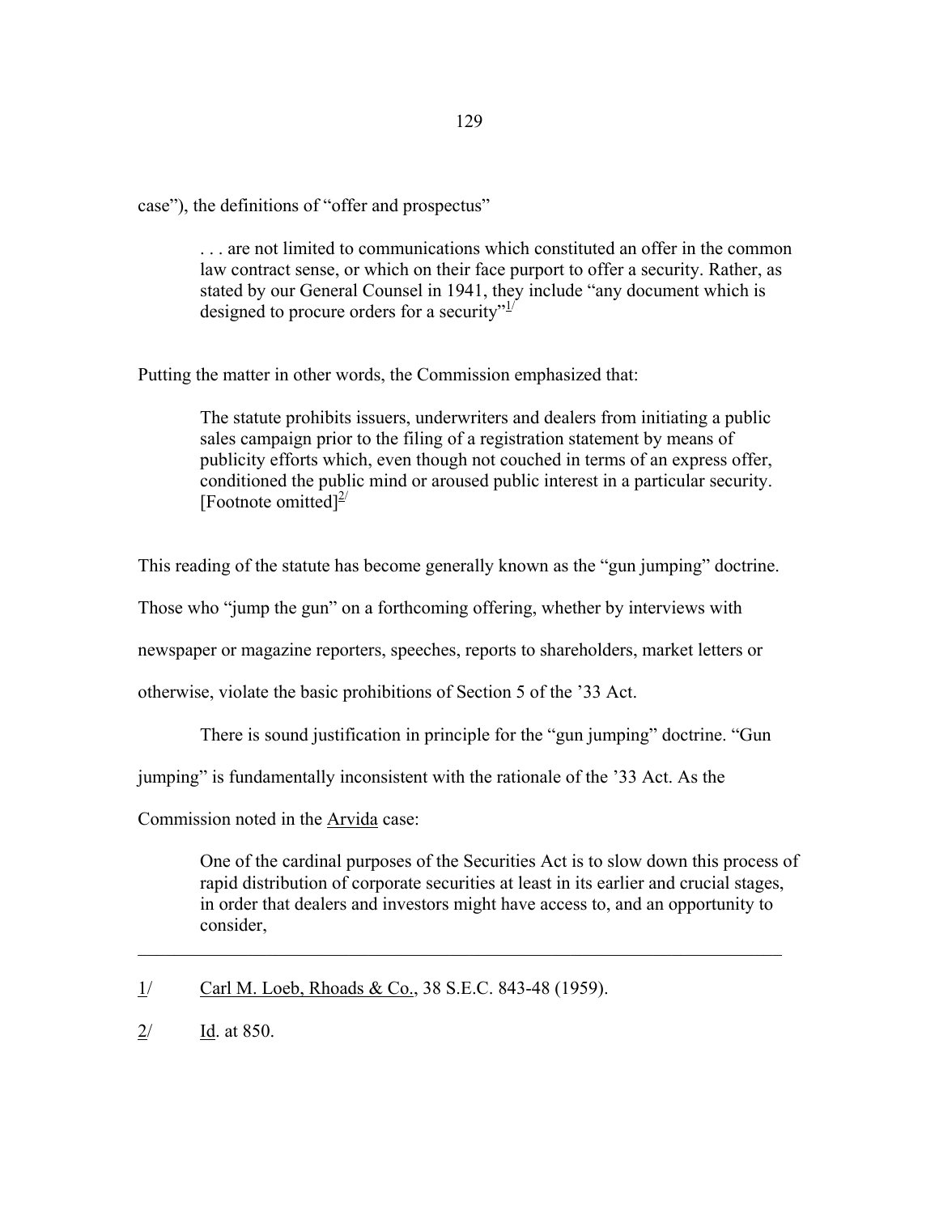case"), the definitions of "offer and prospectus"

> . . . are not limited to communications which constituted an offer in the common law contract sense, or which on their face purport to offer a security. Rather, as stated by our General Counsel in 1941, they include "any document which is designed to procure orders for a security"[1/]

Putting the matter in other words, the Commission emphasized that:

> The statute prohibits issuers, underwriters and dealers from initiating a public sales campaign prior to the filing of a registration statement by means of publicity efforts which, even though not couched in terms of an express offer, conditioned the public mind or aroused public interest in a particular security. [Footnote omitted][2/]

This reading of the statute has become generally known as the "gun jumping" doctrine. Those who "jump the gun" on a forthcoming offering, whether by interviews with newspaper or magazine reporters, speeches, reports to shareholders, market letters or otherwise, violate the basic prohibitions of Section 5 of the '33 Act.

There is sound justification in principle for the "gun jumping" doctrine. "Gun jumping" is fundamentally inconsistent with the rationale of the '33 Act. As the Commission noted in the Arvida case:

> One of the cardinal purposes of the Securities Act is to slow down this process of rapid distribution of corporate securities at least in its earlier and crucial stages, in order that dealers and investors might have access to, and an opportunity to consider,

---

1/ Carl M. Loeb, Rhoads & Co., 38 S.E.C. 843-48 (1959).

2/ Id. at 850.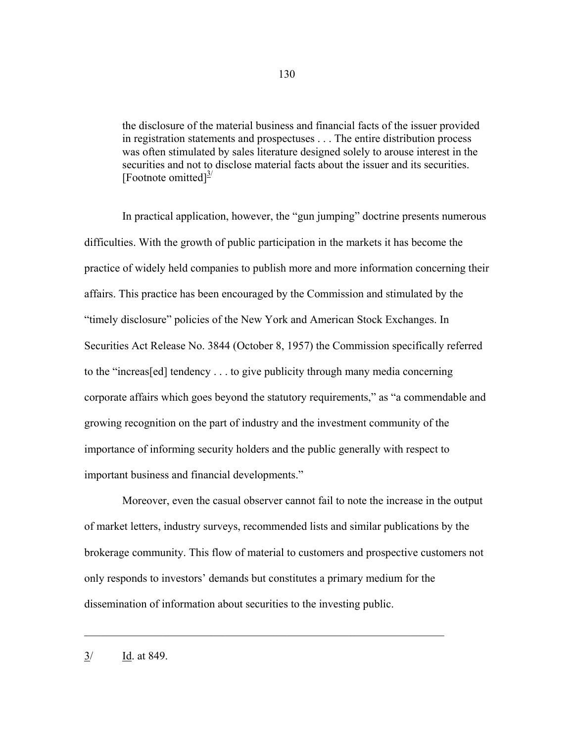> the disclosure of the material business and financial facts of the issuer provided in registration statements and prospectuses . . . The entire distribution process was often stimulated by sales literature designed solely to arouse interest in the securities and not to disclose material facts about the issuer and its securities. [Footnote omitted][3]

In practical application, however, the "gun jumping" doctrine presents numerous difficulties. With the growth of public participation in the markets it has become the practice of widely held companies to publish more and more information concerning their affairs. This practice has been encouraged by the Commission and stimulated by the "timely disclosure" policies of the New York and American Stock Exchanges. In Securities Act Release No. 3844 (October 8, 1957) the Commission specifically referred to the "increas[ed] tendency . . . to give publicity through many media concerning corporate affairs which goes beyond the statutory requirements," as "a commendable and growing recognition on the part of industry and the investment community of the importance of informing security holders and the public generally with respect to important business and financial developments."

Moreover, even the casual observer cannot fail to note the increase in the output of market letters, industry surveys, recommended lists and similar publications by the brokerage community. This flow of material to customers and prospective customers not only responds to investors' demands but constitutes a primary medium for the dissemination of information about securities to the investing public.

---

3/ Id. at 849.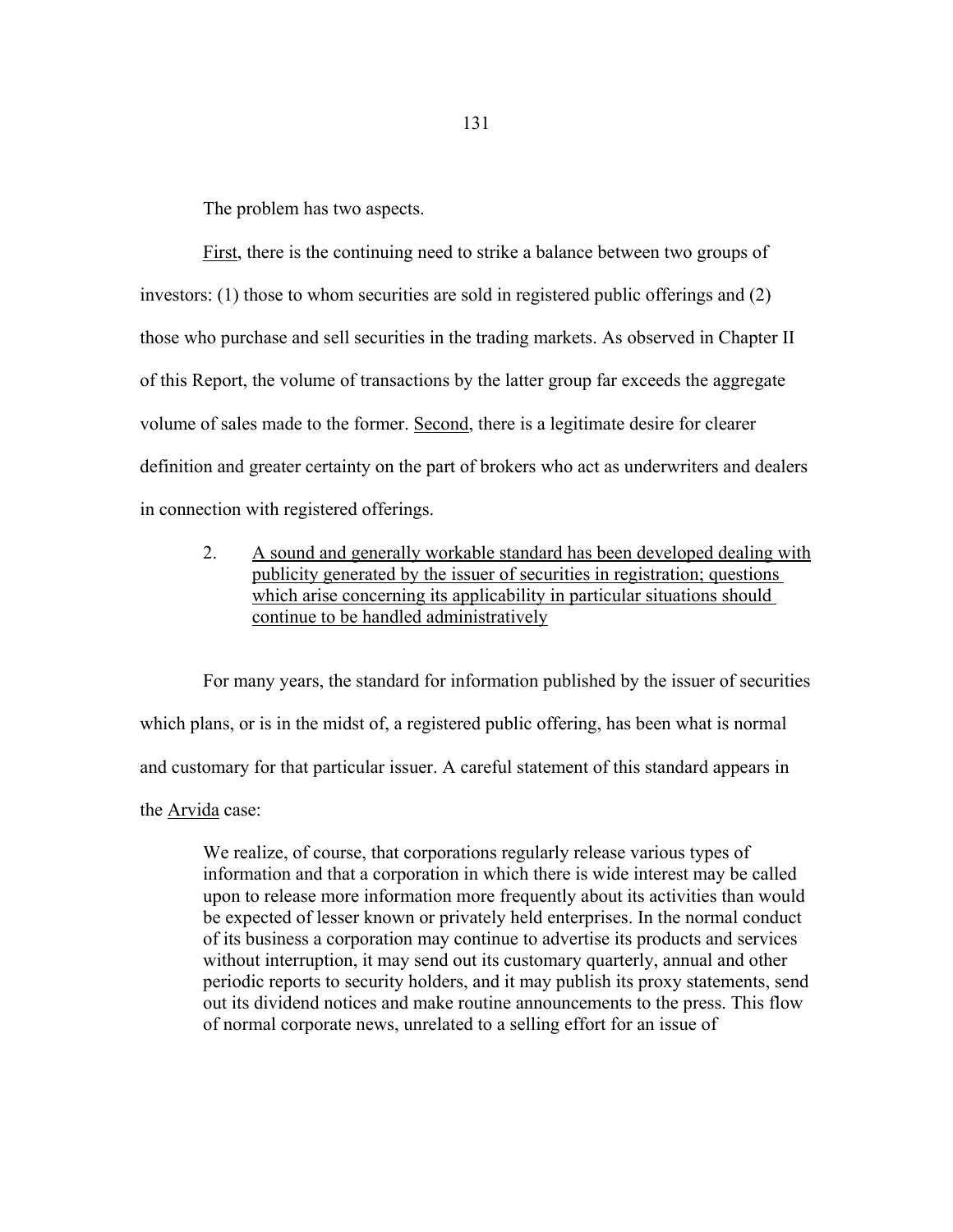The problem has two aspects.

<u>First</u>, there is the continuing need to strike a balance between two groups of investors: (1) those to whom securities are sold in registered public offerings and (2) those who purchase and sell securities in the trading markets. As observed in Chapter II of this Report, the volume of transactions by the latter group far exceeds the aggregate volume of sales made to the former. <u>Second</u>, there is a legitimate desire for clearer definition and greater certainty on the part of brokers who act as underwriters and dealers in connection with registered offerings.

2. <u>A sound and generally workable standard has been developed dealing with publicity generated by the issuer of securities in registration; questions which arise concerning its applicability in particular situations should continue to be handled administratively</u>

For many years, the standard for information published by the issuer of securities which plans, or is in the midst of, a registered public offering, has been what is normal and customary for that particular issuer. A careful statement of this standard appears in the <u>Arvida</u> case:

> We realize, of course, that corporations regularly release various types of information and that a corporation in which there is wide interest may be called upon to release more information more frequently about its activities than would be expected of lesser known or privately held enterprises. In the normal conduct of its business a corporation may continue to advertise its products and services without interruption, it may send out its customary quarterly, annual and other periodic reports to security holders, and it may publish its proxy statements, send out its dividend notices and make routine announcements to the press. This flow of normal corporate news, unrelated to a selling effort for an issue of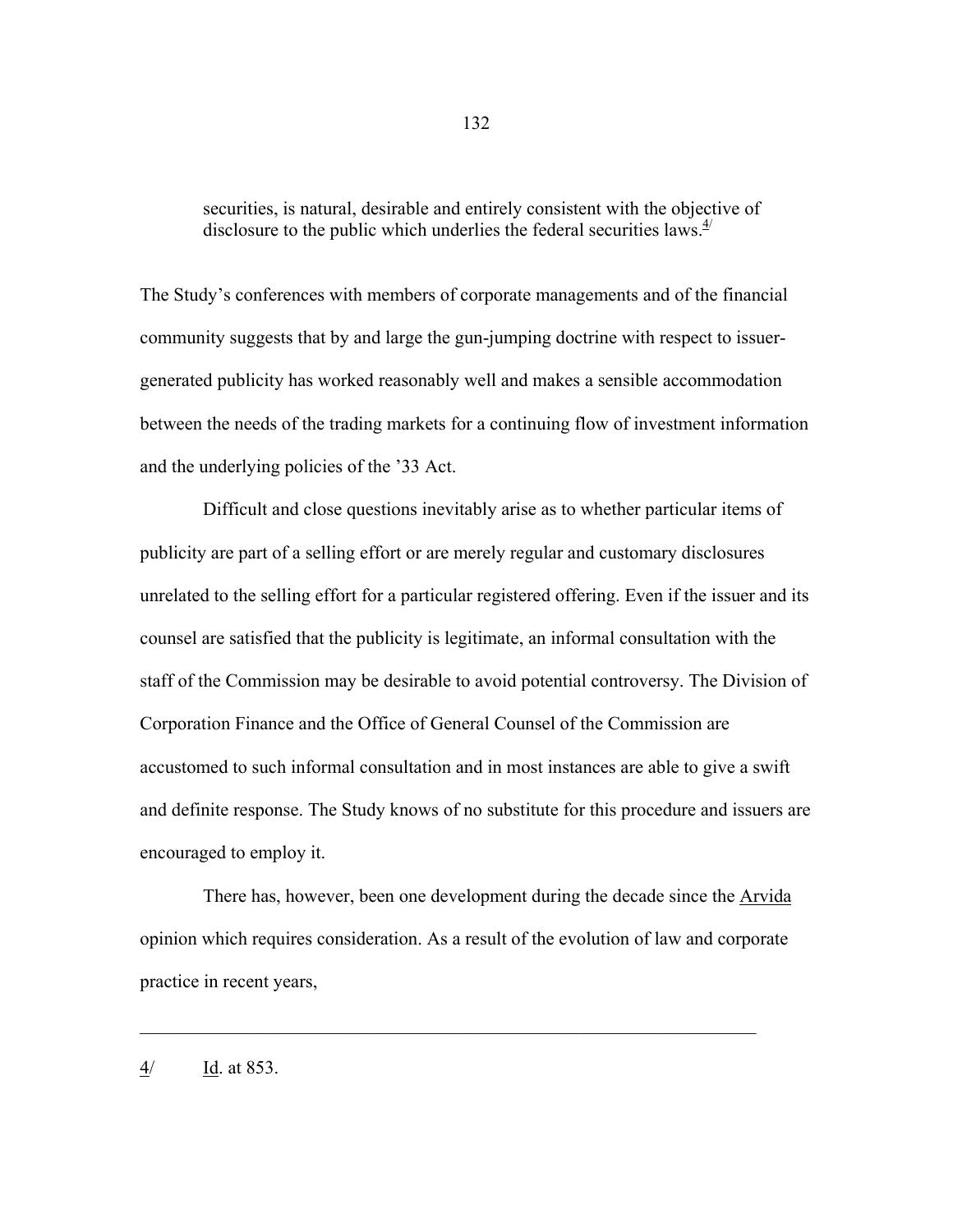> securities, is natural, desirable and entirely consistent with the objective of disclosure to the public which underlies the federal securities laws.[4/]

The Study's conferences with members of corporate managements and of the financial community suggests that by and large the gun-jumping doctrine with respect to issuer-generated publicity has worked reasonably well and makes a sensible accommodation between the needs of the trading markets for a continuing flow of investment information and the underlying policies of the '33 Act.

Difficult and close questions inevitably arise as to whether particular items of publicity are part of a selling effort or are merely regular and customary disclosures unrelated to the selling effort for a particular registered offering. Even if the issuer and its counsel are satisfied that the publicity is legitimate, an informal consultation with the staff of the Commission may be desirable to avoid potential controversy. The Division of Corporation Finance and the Office of General Counsel of the Commission are accustomed to such informal consultation and in most instances are able to give a swift and definite response. The Study knows of no substitute for this procedure and issuers are encouraged to employ it.

There has, however, been one development during the decade since the Arvida opinion which requires consideration. As a result of the evolution of law and corporate practice in recent years,

---

4/ Id. at 853.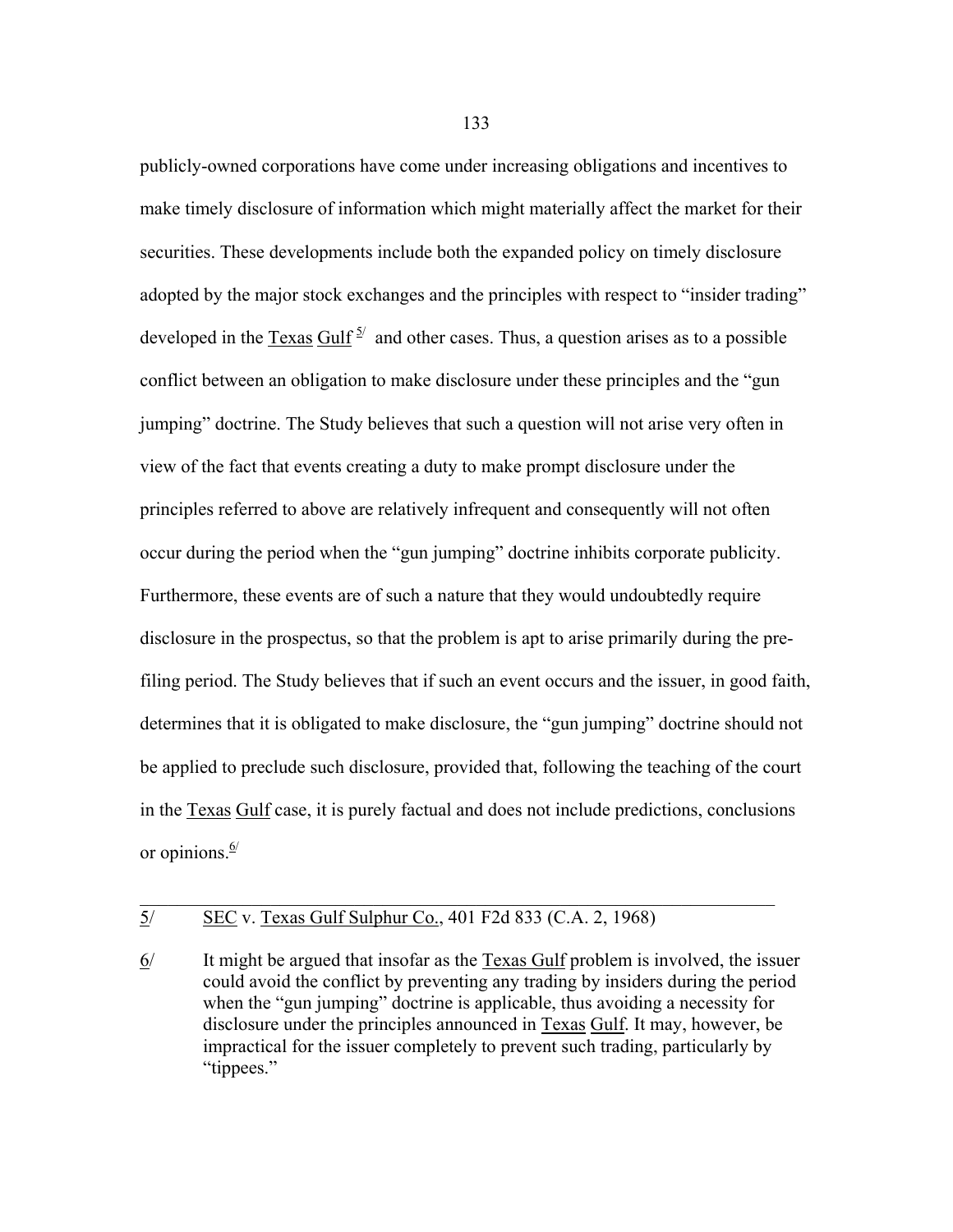publicly-owned corporations have come under increasing obligations and incentives to make timely disclosure of information which might materially affect the market for their securities. These developments include both the expanded policy on timely disclosure adopted by the major stock exchanges and the principles with respect to "insider trading" developed in the Texas Gulf [5/] and other cases. Thus, a question arises as to a possible conflict between an obligation to make disclosure under these principles and the "gun jumping" doctrine. The Study believes that such a question will not arise very often in view of the fact that events creating a duty to make prompt disclosure under the principles referred to above are relatively infrequent and consequently will not often occur during the period when the "gun jumping" doctrine inhibits corporate publicity. Furthermore, these events are of such a nature that they would undoubtedly require disclosure in the prospectus, so that the problem is apt to arise primarily during the pre-filing period. The Study believes that if such an event occurs and the issuer, in good faith, determines that it is obligated to make disclosure, the "gun jumping" doctrine should not be applied to preclude such disclosure, provided that, following the teaching of the court in the Texas Gulf case, it is purely factual and does not include predictions, conclusions or opinions.[6/]

---

5/ SEC v. Texas Gulf Sulphur Co., 401 F2d 833 (C.A. 2, 1968)

6/ It might be argued that insofar as the Texas Gulf problem is involved, the issuer could avoid the conflict by preventing any trading by insiders during the period when the "gun jumping" doctrine is applicable, thus avoiding a necessity for disclosure under the principles announced in Texas Gulf. It may, however, be impractical for the issuer completely to prevent such trading, particularly by "tippees."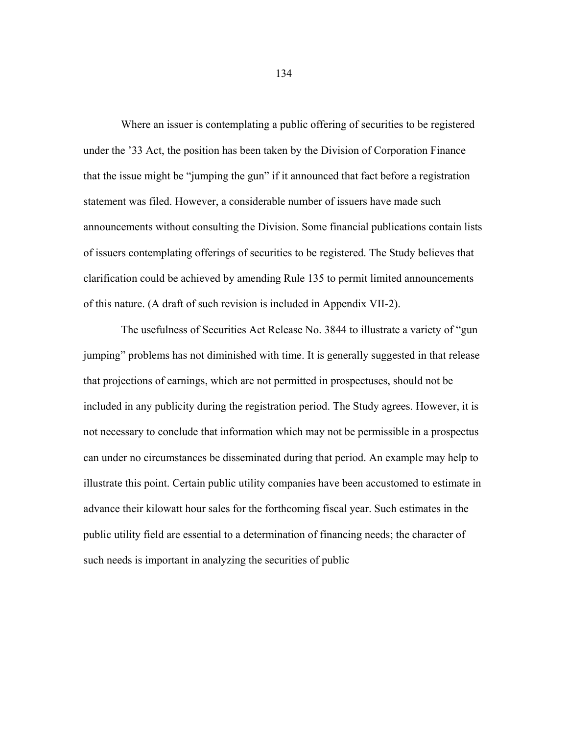Where an issuer is contemplating a public offering of securities to be registered under the ’33 Act, the position has been taken by the Division of Corporation Finance that the issue might be “jumping the gun” if it announced that fact before a registration statement was filed. However, a considerable number of issuers have made such announcements without consulting the Division. Some financial publications contain lists of issuers contemplating offerings of securities to be registered. The Study believes that clarification could be achieved by amending Rule 135 to permit limited announcements of this nature. (A draft of such revision is included in Appendix VII-2).

The usefulness of Securities Act Release No. 3844 to illustrate a variety of “gun jumping” problems has not diminished with time. It is generally suggested in that release that projections of earnings, which are not permitted in prospectuses, should not be included in any publicity during the registration period. The Study agrees. However, it is not necessary to conclude that information which may not be permissible in a prospectus can under no circumstances be disseminated during that period. An example may help to illustrate this point. Certain public utility companies have been accustomed to estimate in advance their kilowatt hour sales for the forthcoming fiscal year. Such estimates in the public utility field are essential to a determination of financing needs; the character of such needs is important in analyzing the securities of public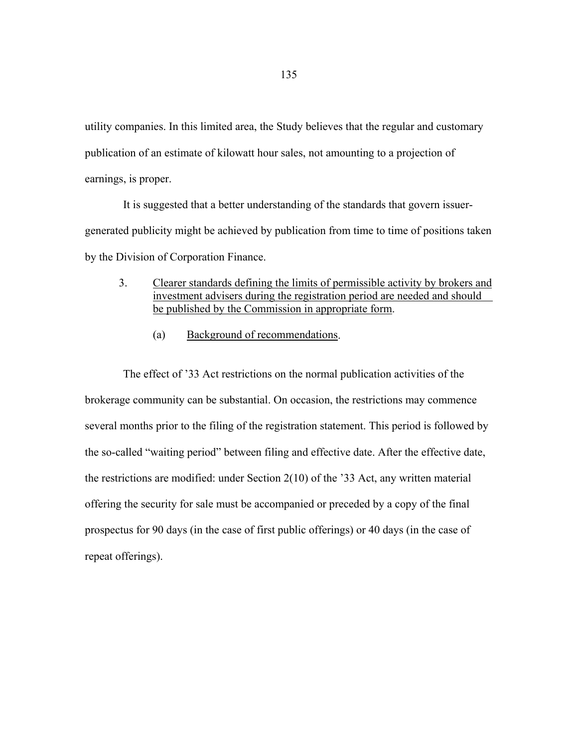utility companies. In this limited area, the Study believes that the regular and customary publication of an estimate of kilowatt hour sales, not amounting to a projection of earnings, is proper.

It is suggested that a better understanding of the standards that govern issuer-generated publicity might be achieved by publication from time to time of positions taken by the Division of Corporation Finance.

3. <u>Clearer standards defining the limits of permissible activity by brokers and investment advisers during the registration period are needed and should be published by the Commission in appropriate form</u>.

(a) <u>Background of recommendations</u>.

The effect of '33 Act restrictions on the normal publication activities of the brokerage community can be substantial. On occasion, the restrictions may commence several months prior to the filing of the registration statement. This period is followed by the so-called "waiting period" between filing and effective date. After the effective date, the restrictions are modified: under Section 2(10) of the '33 Act, any written material offering the security for sale must be accompanied or preceded by a copy of the final prospectus for 90 days (in the case of first public offerings) or 40 days (in the case of repeat offerings).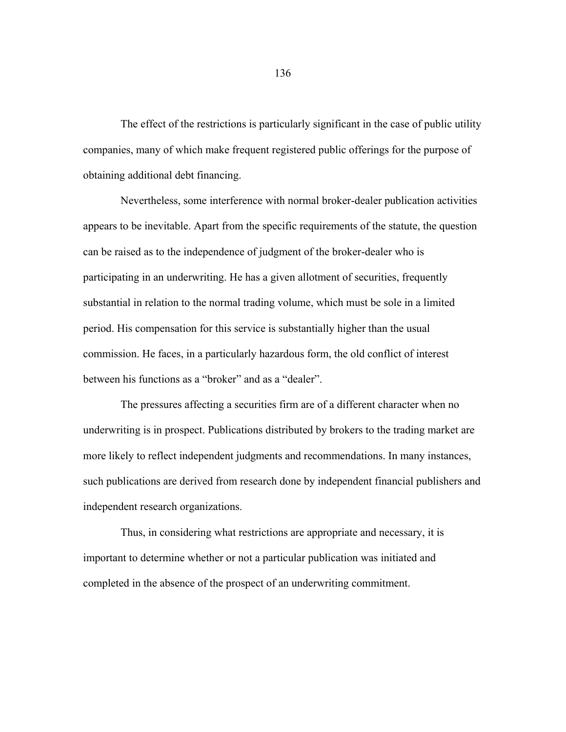The effect of the restrictions is particularly significant in the case of public utility companies, many of which make frequent registered public offerings for the purpose of obtaining additional debt financing.

Nevertheless, some interference with normal broker-dealer publication activities appears to be inevitable. Apart from the specific requirements of the statute, the question can be raised as to the independence of judgment of the broker-dealer who is participating in an underwriting. He has a given allotment of securities, frequently substantial in relation to the normal trading volume, which must be sole in a limited period. His compensation for this service is substantially higher than the usual commission. He faces, in a particularly hazardous form, the old conflict of interest between his functions as a "broker" and as a "dealer".

The pressures affecting a securities firm are of a different character when no underwriting is in prospect. Publications distributed by brokers to the trading market are more likely to reflect independent judgments and recommendations. In many instances, such publications are derived from research done by independent financial publishers and independent research organizations.

Thus, in considering what restrictions are appropriate and necessary, it is important to determine whether or not a particular publication was initiated and completed in the absence of the prospect of an underwriting commitment.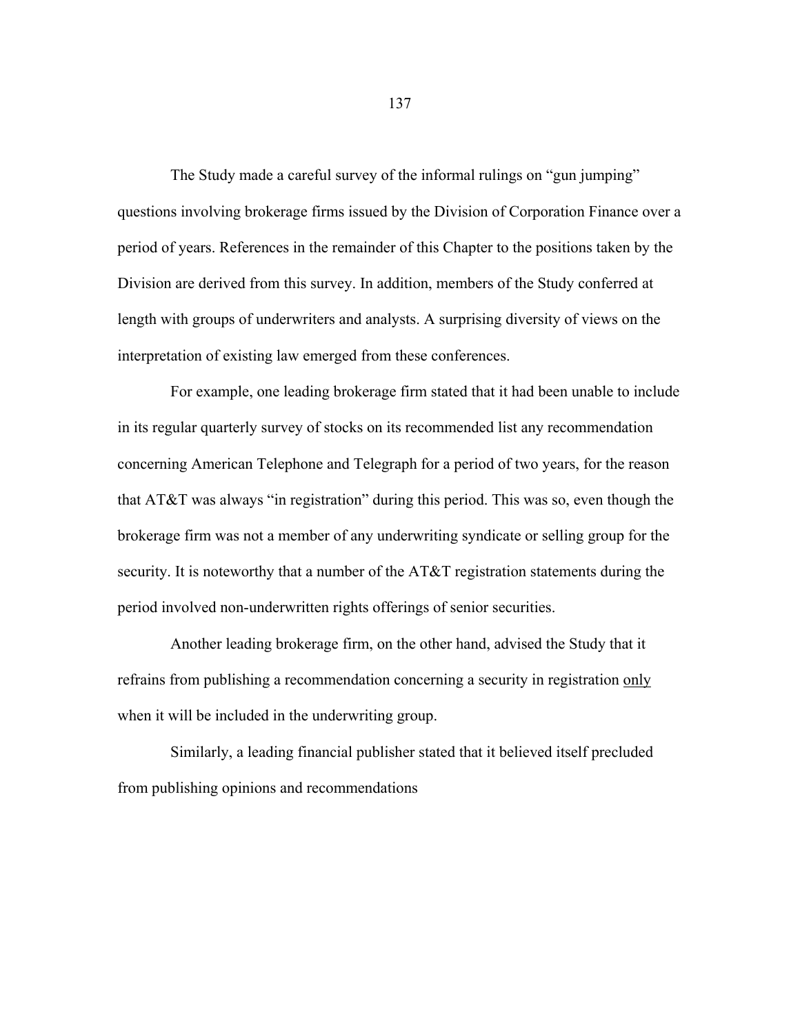The Study made a careful survey of the informal rulings on “gun jumping” questions involving brokerage firms issued by the Division of Corporation Finance over a period of years. References in the remainder of this Chapter to the positions taken by the Division are derived from this survey. In addition, members of the Study conferred at length with groups of underwriters and analysts. A surprising diversity of views on the interpretation of existing law emerged from these conferences.

For example, one leading brokerage firm stated that it had been unable to include in its regular quarterly survey of stocks on its recommended list any recommendation concerning American Telephone and Telegraph for a period of two years, for the reason that AT&T was always “in registration” during this period. This was so, even though the brokerage firm was not a member of any underwriting syndicate or selling group for the security. It is noteworthy that a number of the AT&T registration statements during the period involved non-underwritten rights offerings of senior securities.

Another leading brokerage firm, on the other hand, advised the Study that it refrains from publishing a recommendation concerning a security in registration <u>only</u> when it will be included in the underwriting group.

Similarly, a leading financial publisher stated that it believed itself precluded from publishing opinions and recommendations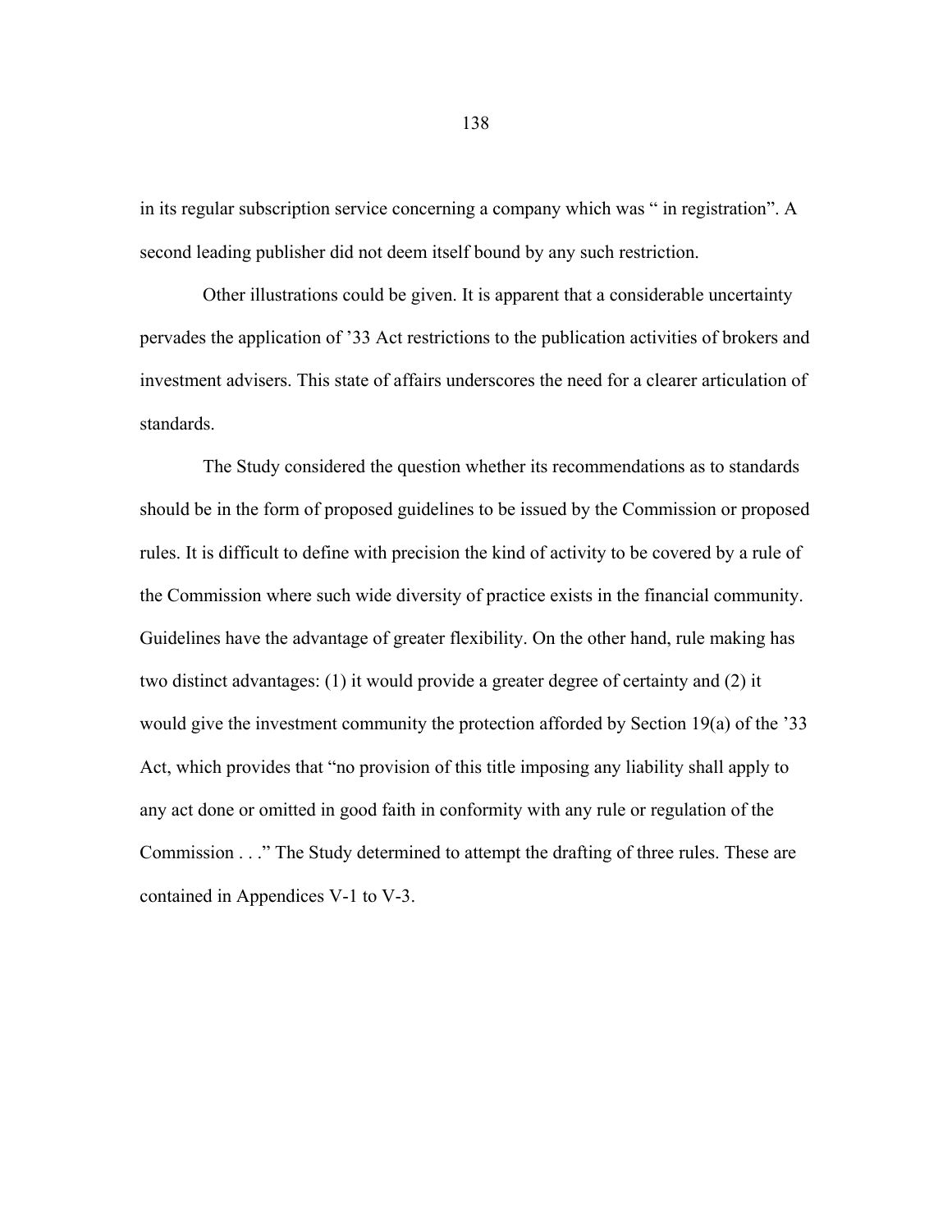in its regular subscription service concerning a company which was " in registration". A second leading publisher did not deem itself bound by any such restriction.

Other illustrations could be given. It is apparent that a considerable uncertainty pervades the application of '33 Act restrictions to the publication activities of brokers and investment advisers. This state of affairs underscores the need for a clearer articulation of standards.

The Study considered the question whether its recommendations as to standards should be in the form of proposed guidelines to be issued by the Commission or proposed rules. It is difficult to define with precision the kind of activity to be covered by a rule of the Commission where such wide diversity of practice exists in the financial community. Guidelines have the advantage of greater flexibility. On the other hand, rule making has two distinct advantages: (1) it would provide a greater degree of certainty and (2) it would give the investment community the protection afforded by Section 19(a) of the '33 Act, which provides that "no provision of this title imposing any liability shall apply to any act done or omitted in good faith in conformity with any rule or regulation of the Commission . . ." The Study determined to attempt the drafting of three rules. These are contained in Appendices V-1 to V-3.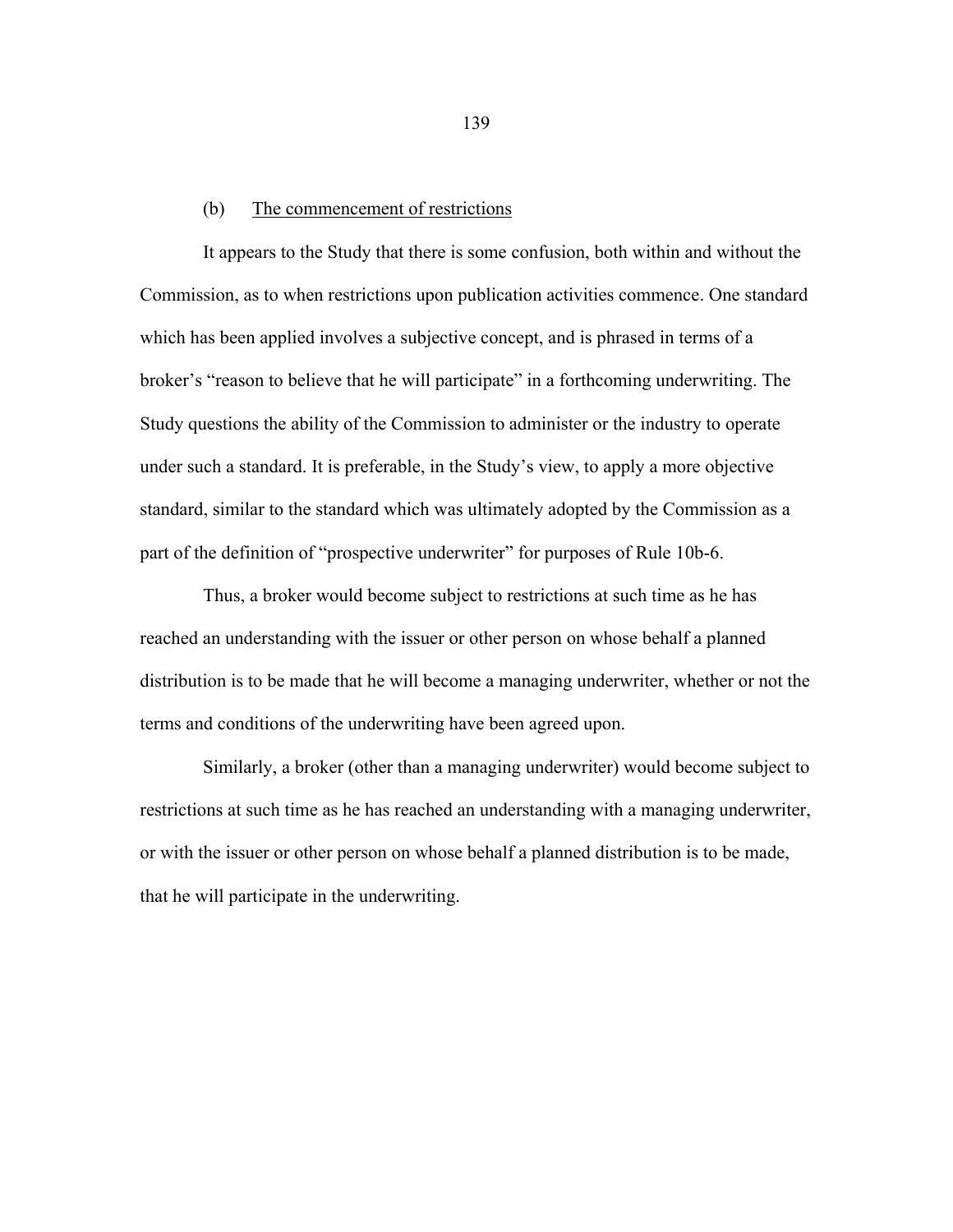### (b) The commencement of restrictions

It appears to the Study that there is some confusion, both within and without the Commission, as to when restrictions upon publication activities commence. One standard which has been applied involves a subjective concept, and is phrased in terms of a broker's "reason to believe that he will participate" in a forthcoming underwriting. The Study questions the ability of the Commission to administer or the industry to operate under such a standard. It is preferable, in the Study's view, to apply a more objective standard, similar to the standard which was ultimately adopted by the Commission as a part of the definition of "prospective underwriter" for purposes of Rule 10b-6.

Thus, a broker would become subject to restrictions at such time as he has reached an understanding with the issuer or other person on whose behalf a planned distribution is to be made that he will become a managing underwriter, whether or not the terms and conditions of the underwriting have been agreed upon.

Similarly, a broker (other than a managing underwriter) would become subject to restrictions at such time as he has reached an understanding with a managing underwriter, or with the issuer or other person on whose behalf a planned distribution is to be made, that he will participate in the underwriting.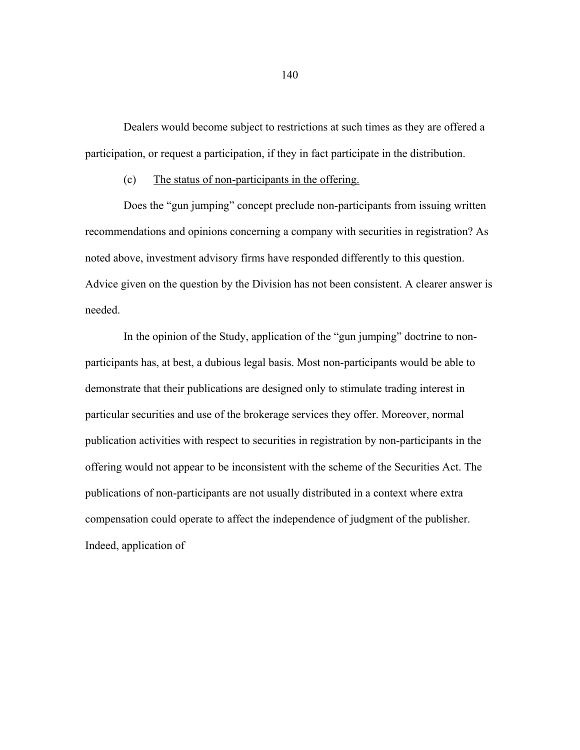Dealers would become subject to restrictions at such times as they are offered a participation, or request a participation, if they in fact participate in the distribution.

(c) The status of non-participants in the offering.

Does the "gun jumping" concept preclude non-participants from issuing written recommendations and opinions concerning a company with securities in registration? As noted above, investment advisory firms have responded differently to this question. Advice given on the question by the Division has not been consistent. A clearer answer is needed.

In the opinion of the Study, application of the "gun jumping" doctrine to non-participants has, at best, a dubious legal basis. Most non-participants would be able to demonstrate that their publications are designed only to stimulate trading interest in particular securities and use of the brokerage services they offer. Moreover, normal publication activities with respect to securities in registration by non-participants in the offering would not appear to be inconsistent with the scheme of the Securities Act. The publications of non-participants are not usually distributed in a context where extra compensation could operate to affect the independence of judgment of the publisher. Indeed, application of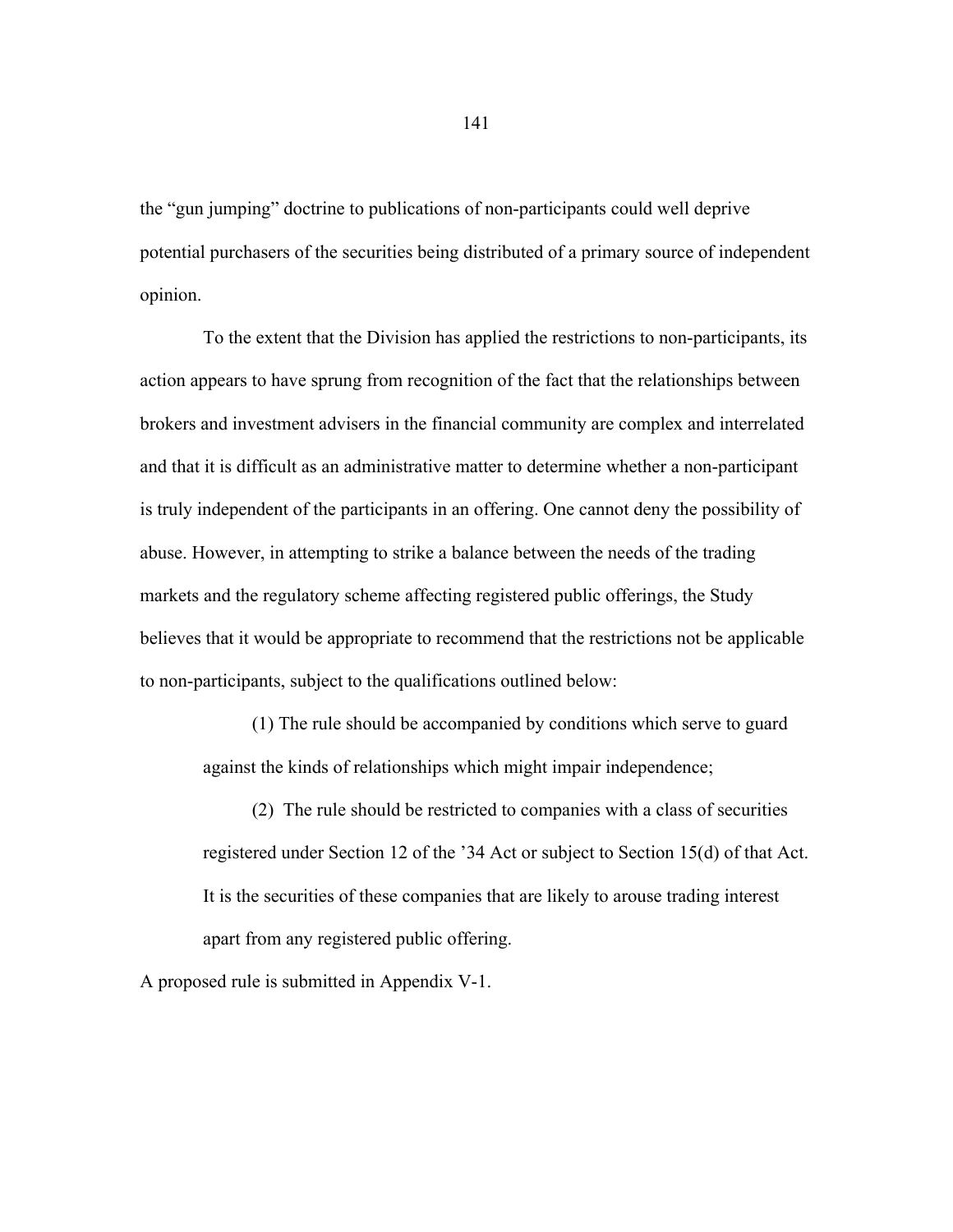the "gun jumping" doctrine to publications of non-participants could well deprive potential purchasers of the securities being distributed of a primary source of independent opinion.

To the extent that the Division has applied the restrictions to non-participants, its action appears to have sprung from recognition of the fact that the relationships between brokers and investment advisers in the financial community are complex and interrelated and that it is difficult as an administrative matter to determine whether a non-participant is truly independent of the participants in an offering. One cannot deny the possibility of abuse. However, in attempting to strike a balance between the needs of the trading markets and the regulatory scheme affecting registered public offerings, the Study believes that it would be appropriate to recommend that the restrictions not be applicable to non-participants, subject to the qualifications outlined below:

> (1) The rule should be accompanied by conditions which serve to guard against the kinds of relationships which might impair independence;
>
> (2) The rule should be restricted to companies with a class of securities registered under Section 12 of the '34 Act or subject to Section 15(d) of that Act. It is the securities of these companies that are likely to arouse trading interest apart from any registered public offering.

A proposed rule is submitted in Appendix V-1.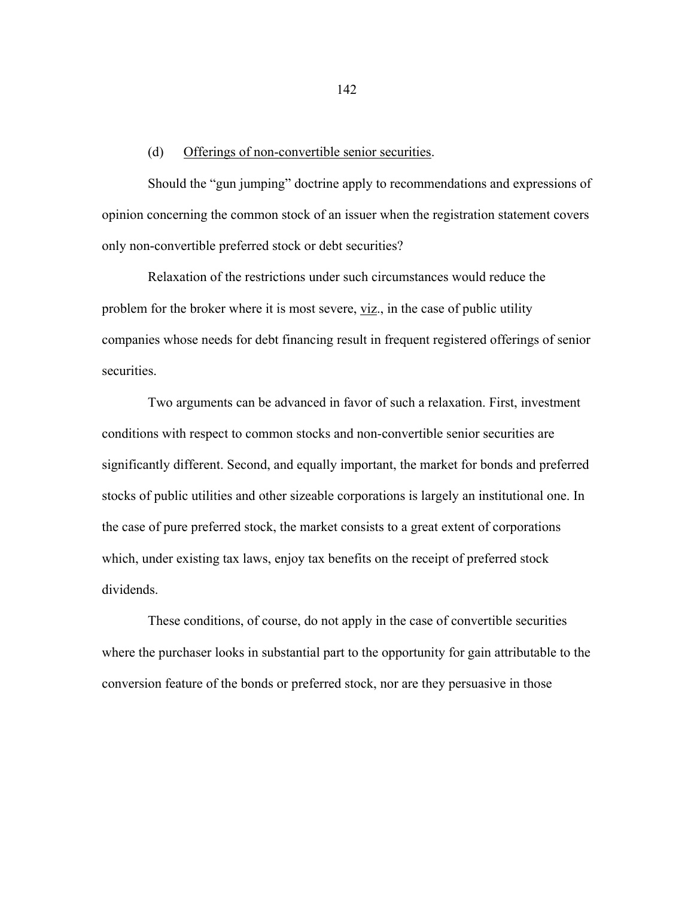(d) Offerings of non-convertible senior securities.

Should the "gun jumping" doctrine apply to recommendations and expressions of opinion concerning the common stock of an issuer when the registration statement covers only non-convertible preferred stock or debt securities?

Relaxation of the restrictions under such circumstances would reduce the problem for the broker where it is most severe, viz., in the case of public utility companies whose needs for debt financing result in frequent registered offerings of senior securities.

Two arguments can be advanced in favor of such a relaxation. First, investment conditions with respect to common stocks and non-convertible senior securities are significantly different. Second, and equally important, the market for bonds and preferred stocks of public utilities and other sizeable corporations is largely an institutional one. In the case of pure preferred stock, the market consists to a great extent of corporations which, under existing tax laws, enjoy tax benefits on the receipt of preferred stock dividends.

These conditions, of course, do not apply in the case of convertible securities where the purchaser looks in substantial part to the opportunity for gain attributable to the conversion feature of the bonds or preferred stock, nor are they persuasive in those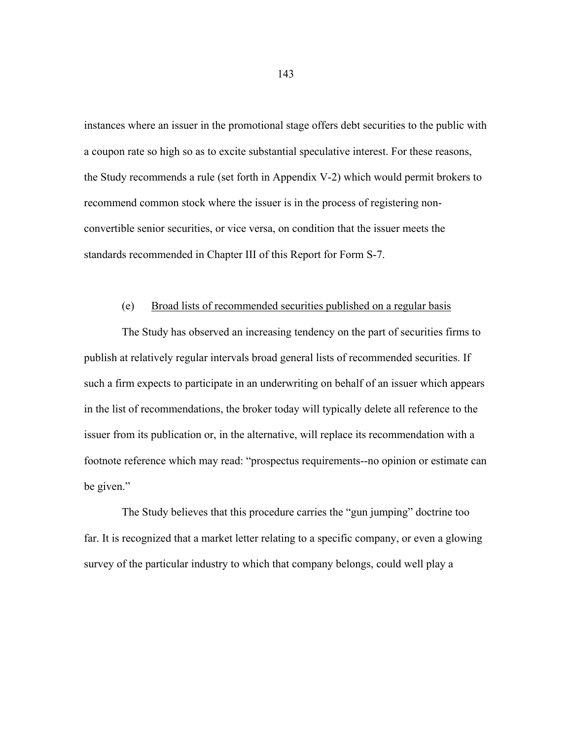instances where an issuer in the promotional stage offers debt securities to the public with a coupon rate so high so as to excite substantial speculative interest. For these reasons, the Study recommends a rule (set forth in Appendix V-2) which would permit brokers to recommend common stock where the issuer is in the process of registering non-convertible senior securities, or vice versa, on condition that the issuer meets the standards recommended in Chapter III of this Report for Form S-7.

(e) Broad lists of recommended securities published on a regular basis

The Study has observed an increasing tendency on the part of securities firms to publish at relatively regular intervals broad general lists of recommended securities. If such a firm expects to participate in an underwriting on behalf of an issuer which appears in the list of recommendations, the broker today will typically delete all reference to the issuer from its publication or, in the alternative, will replace its recommendation with a footnote reference which may read: "prospectus requirements--no opinion or estimate can be given."

The Study believes that this procedure carries the "gun jumping" doctrine too far. It is recognized that a market letter relating to a specific company, or even a glowing survey of the particular industry to which that company belongs, could well play a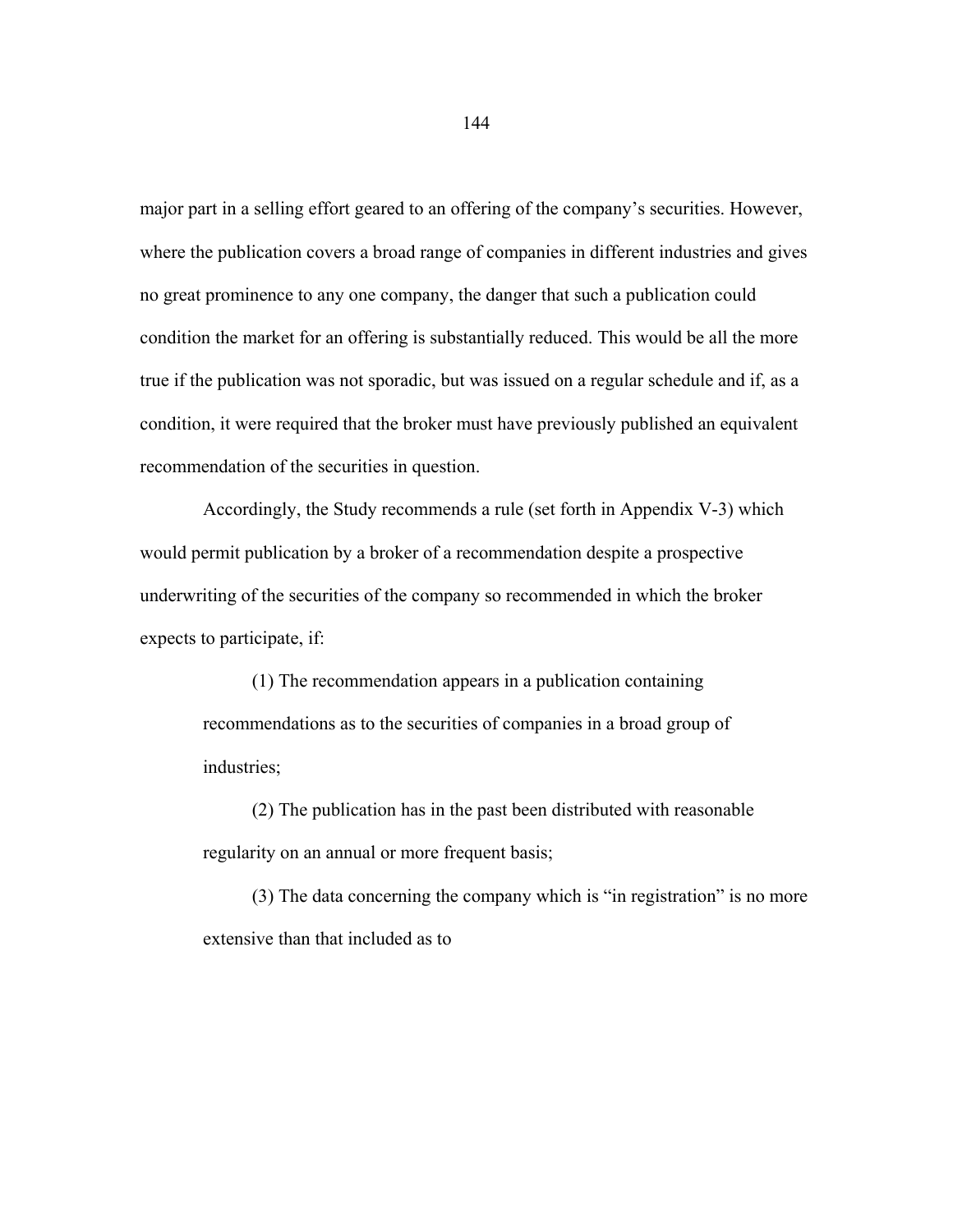major part in a selling effort geared to an offering of the company's securities. However, where the publication covers a broad range of companies in different industries and gives no great prominence to any one company, the danger that such a publication could condition the market for an offering is substantially reduced. This would be all the more true if the publication was not sporadic, but was issued on a regular schedule and if, as a condition, it were required that the broker must have previously published an equivalent recommendation of the securities in question.

Accordingly, the Study recommends a rule (set forth in Appendix V-3) which would permit publication by a broker of a recommendation despite a prospective underwriting of the securities of the company so recommended in which the broker expects to participate, if:

> (1) The recommendation appears in a publication containing recommendations as to the securities of companies in a broad group of industries;
>
> (2) The publication has in the past been distributed with reasonable regularity on an annual or more frequent basis;
>
> (3) The data concerning the company which is "in registration" is no more extensive than that included as to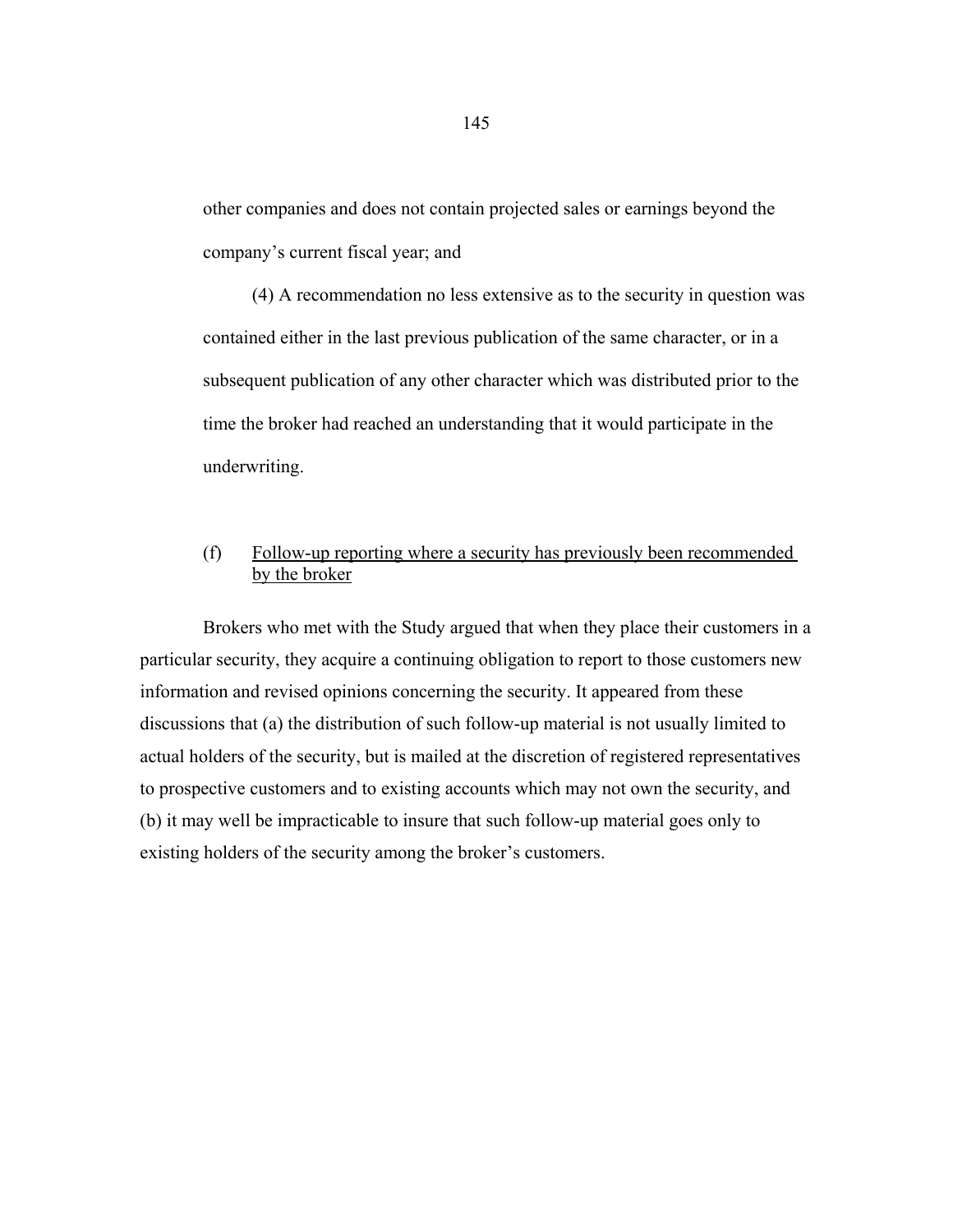other companies and does not contain projected sales or earnings beyond the company's current fiscal year; and

(4) A recommendation no less extensive as to the security in question was contained either in the last previous publication of the same character, or in a subsequent publication of any other character which was distributed prior to the time the broker had reached an understanding that it would participate in the underwriting.

(f) Follow-up reporting where a security has previously been recommended by the broker

Brokers who met with the Study argued that when they place their customers in a particular security, they acquire a continuing obligation to report to those customers new information and revised opinions concerning the security. It appeared from these discussions that (a) the distribution of such follow-up material is not usually limited to actual holders of the security, but is mailed at the discretion of registered representatives to prospective customers and to existing accounts which may not own the security, and (b) it may well be impracticable to insure that such follow-up material goes only to existing holders of the security among the broker's customers.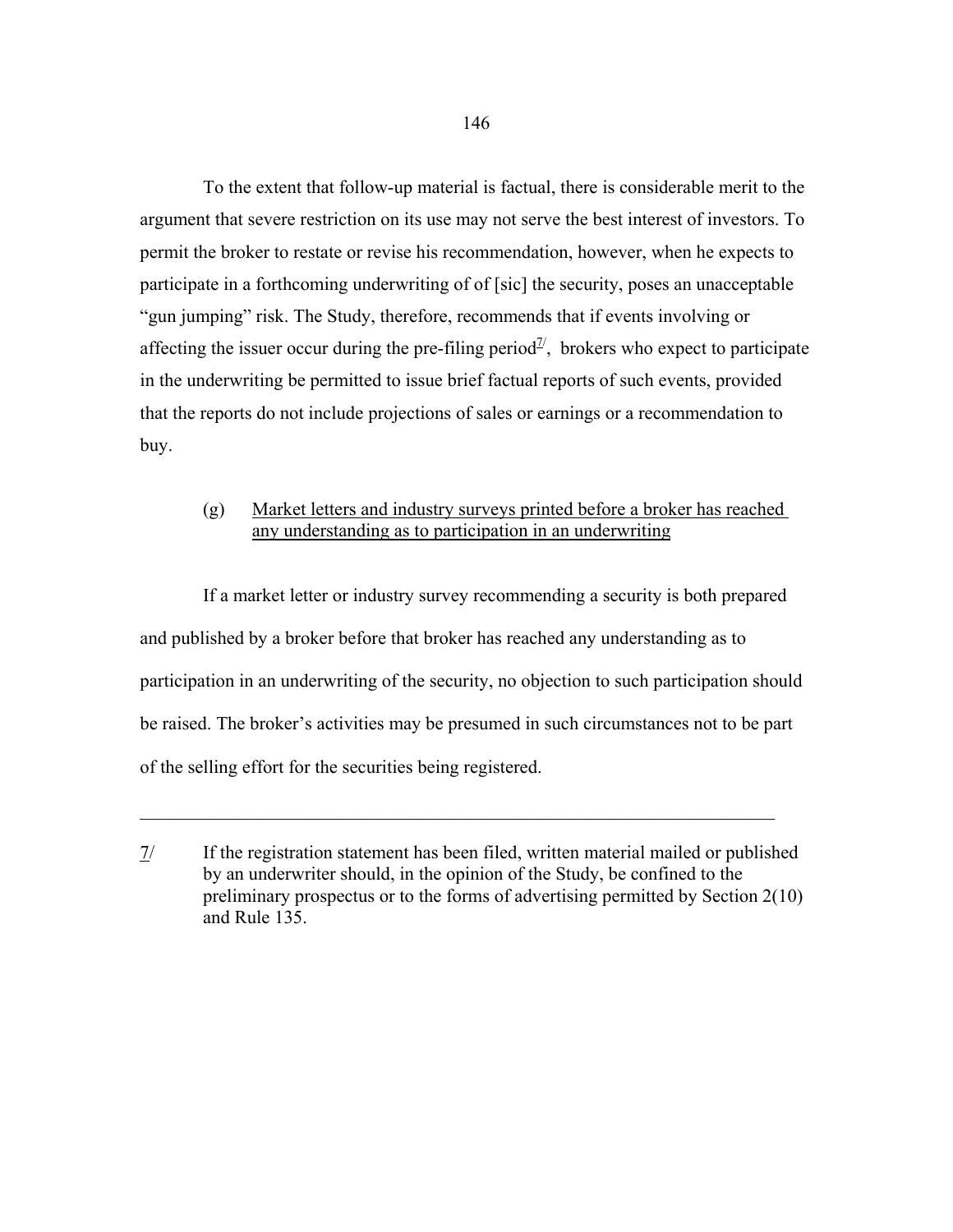To the extent that follow-up material is factual, there is considerable merit to the argument that severe restriction on its use may not serve the best interest of investors. To permit the broker to restate or revise his recommendation, however, when he expects to participate in a forthcoming underwriting of of [sic] the security, poses an unacceptable "gun jumping" risk. The Study, therefore, recommends that if events involving or affecting the issuer occur during the pre-filing period[7/], brokers who expect to participate in the underwriting be permitted to issue brief factual reports of such events, provided that the reports do not include projections of sales or earnings or a recommendation to buy.

(g) Market letters and industry surveys printed before a broker has reached any understanding as to participation in an underwriting

If a market letter or industry survey recommending a security is both prepared and published by a broker before that broker has reached any understanding as to participation in an underwriting of the security, no objection to such participation should be raised. The broker's activities may be presumed in such circumstances not to be part of the selling effort for the securities being registered.

---

7/ If the registration statement has been filed, written material mailed or published by an underwriter should, in the opinion of the Study, be confined to the preliminary prospectus or to the forms of advertising permitted by Section 2(10) and Rule 135.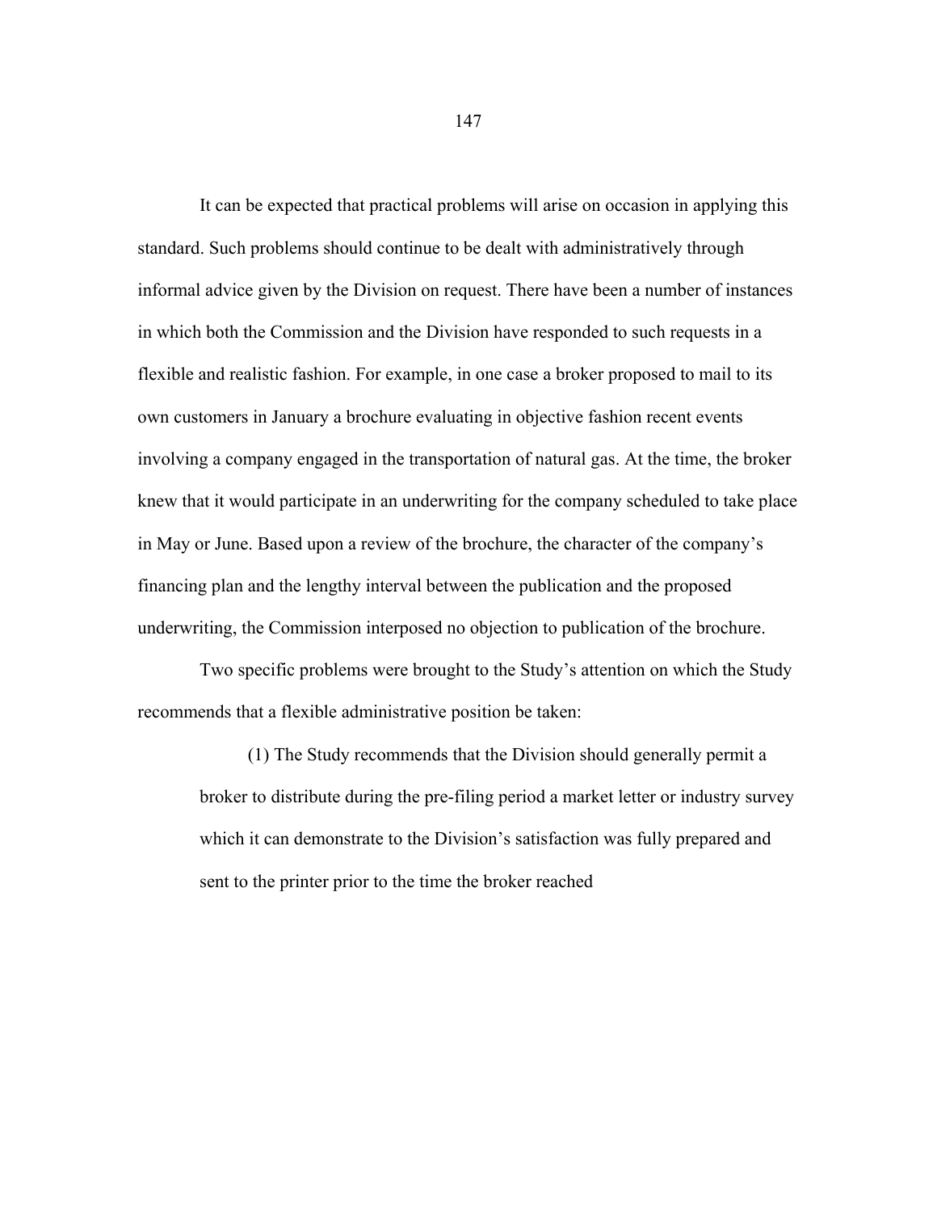It can be expected that practical problems will arise on occasion in applying this standard. Such problems should continue to be dealt with administratively through informal advice given by the Division on request. There have been a number of instances in which both the Commission and the Division have responded to such requests in a flexible and realistic fashion. For example, in one case a broker proposed to mail to its own customers in January a brochure evaluating in objective fashion recent events involving a company engaged in the transportation of natural gas. At the time, the broker knew that it would participate in an underwriting for the company scheduled to take place in May or June. Based upon a review of the brochure, the character of the company's financing plan and the lengthy interval between the publication and the proposed underwriting, the Commission interposed no objection to publication of the brochure.

Two specific problems were brought to the Study's attention on which the Study recommends that a flexible administrative position be taken:

> (1) The Study recommends that the Division should generally permit a broker to distribute during the pre-filing period a market letter or industry survey which it can demonstrate to the Division's satisfaction was fully prepared and sent to the printer prior to the time the broker reached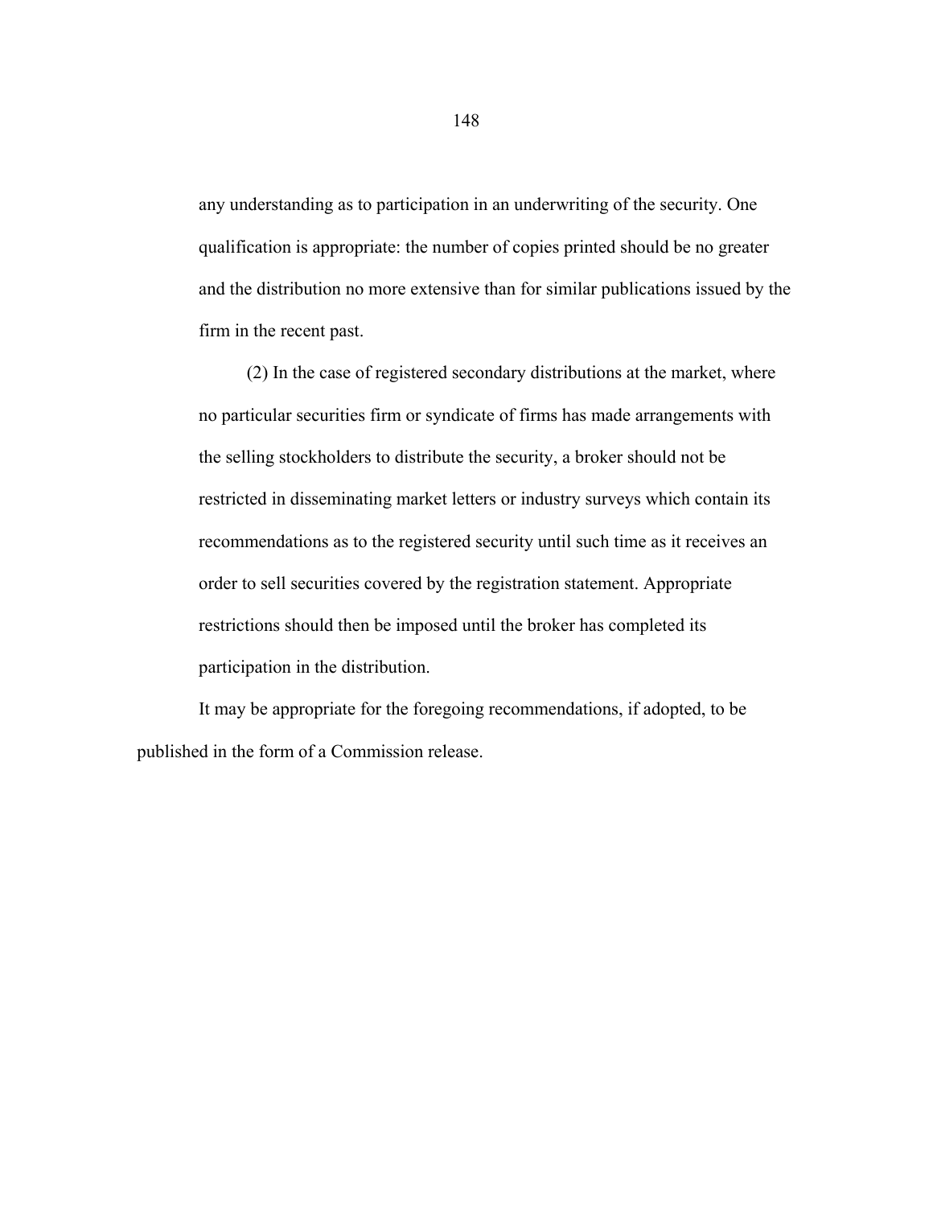any understanding as to participation in an underwriting of the security. One qualification is appropriate: the number of copies printed should be no greater and the distribution no more extensive than for similar publications issued by the firm in the recent past.

(2) In the case of registered secondary distributions at the market, where no particular securities firm or syndicate of firms has made arrangements with the selling stockholders to distribute the security, a broker should not be restricted in disseminating market letters or industry surveys which contain its recommendations as to the registered security until such time as it receives an order to sell securities covered by the registration statement. Appropriate restrictions should then be imposed until the broker has completed its participation in the distribution.

It may be appropriate for the foregoing recommendations, if adopted, to be published in the form of a Commission release.